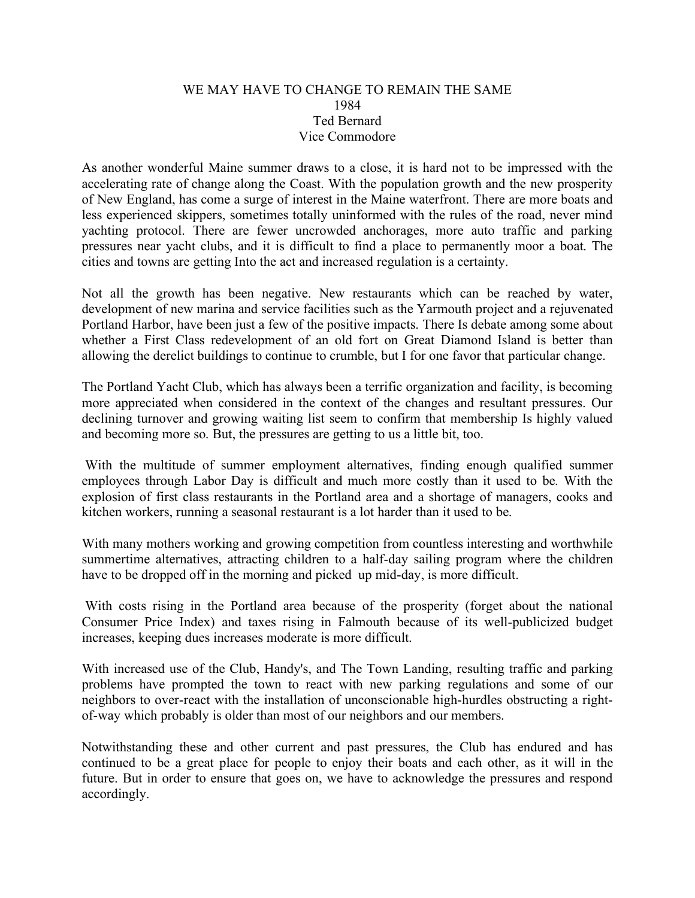# WE MAY HAVE TO CHANGE TO REMAIN THE SAME

1984

Ted Bernard

Vice Commodore

As another wonderful Maine summer draws to a close, it is hard not to be impressed with the accelerating rate of change along the Coast. With the population growth and the new prosperity of New England, has come a surge of interest in the Maine waterfront. There are more boats and less experienced skippers, sometimes totally uninformed with the rules of the road, never mind yachting protocol. There are fewer uncrowded anchorages, more auto traffic and parking pressures near yacht clubs, and it is difficult to find a place to permanently moor a boat. The cities and towns are getting Into the act and increased regulation is a certainty.

Not all the growth has been negative. New restaurants which can be reached by water, development of new marina and service facilities such as the Yarmouth project and a rejuvenated Portland Harbor, have been just a few of the positive impacts. There Is debate among some about whether a First Class redevelopment of an old fort on Great Diamond Island is better than allowing the derelict buildings to continue to crumble, but I for one favor that particular change.

The Portland Yacht Club, which has always been a terrific organization and facility, is becoming more appreciated when considered in the context of the changes and resultant pressures. Our declining turnover and growing waiting list seem to confirm that membership Is highly valued and becoming more so. But, the pressures are getting to us a little bit, too.

With the multitude of summer employment alternatives, finding enough qualified summer employees through Labor Day is difficult and much more costly than it used to be. With the explosion of first class restaurants in the Portland area and a shortage of managers, cooks and kitchen workers, running a seasonal restaurant is a lot harder than it used to be.

With many mothers working and growing competition from countless interesting and worthwhile summertime alternatives, attracting children to a half-day sailing program where the children have to be dropped off in the morning and picked up mid-day, is more difficult.

With costs rising in the Portland area because of the prosperity (forget about the national Consumer Price Index) and taxes rising in Falmouth because of its well-publicized budget increases, keeping dues increases moderate is more difficult.

With increased use of the Club, Handy's, and The Town Landing, resulting traffic and parking problems have prompted the town to react with new parking regulations and some of our neighbors to over-react with the installation of unconscionable high-hurdles obstructing a right-of-way which probably is older than most of our neighbors and our members.

Notwithstanding these and other current and past pressures, the Club has endured and has continued to be a great place for people to enjoy their boats and each other, as it will in the future. But in order to ensure that goes on, we have to acknowledge the pressures and respond accordingly.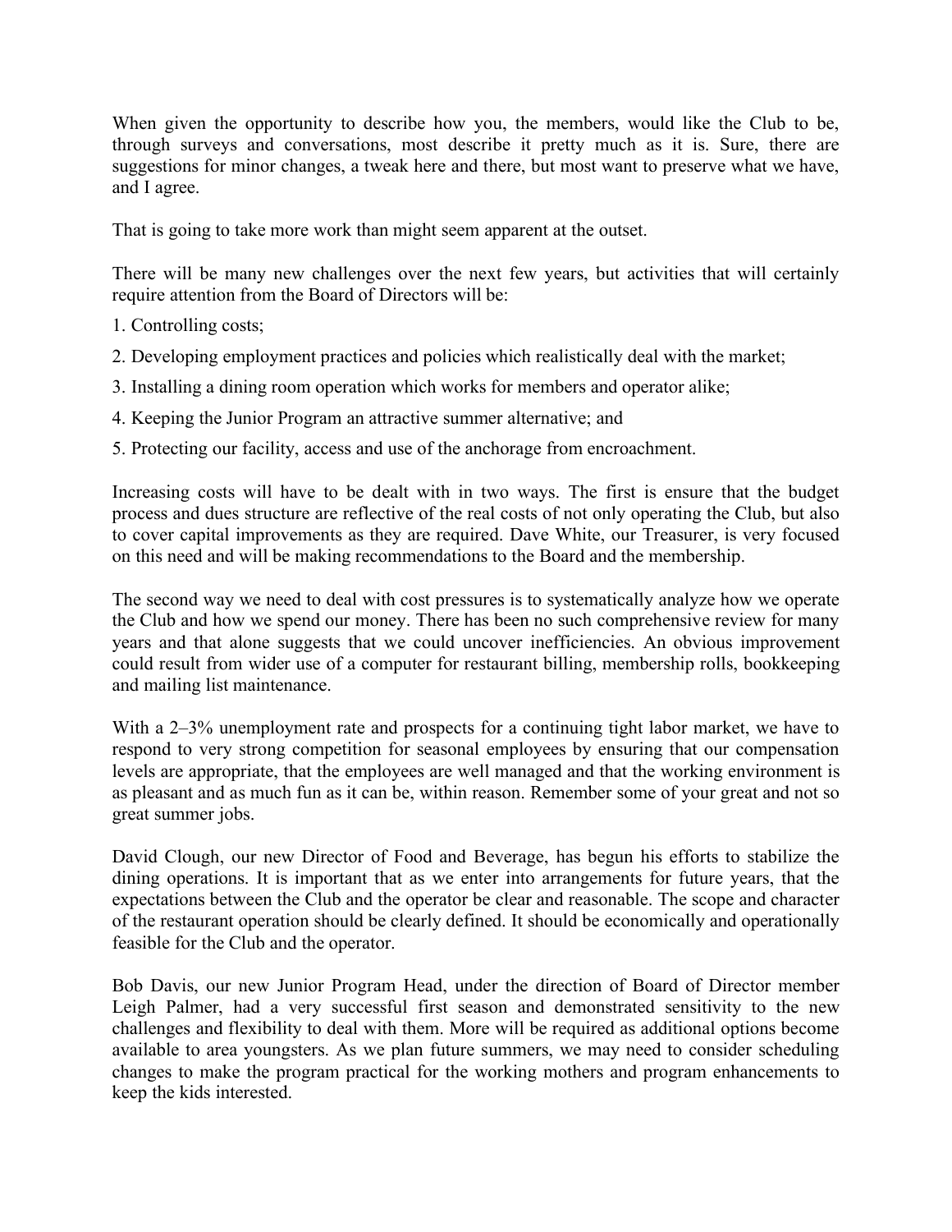When given the opportunity to describe how you, the members, would like the Club to be, through surveys and conversations, most describe it pretty much as it is. Sure, there are suggestions for minor changes, a tweak here and there, but most want to preserve what we have, and I agree.

That is going to take more work than might seem apparent at the outset.

There will be many new challenges over the next few years, but activities that will certainly require attention from the Board of Directors will be:

1. Controlling costs;
2. Developing employment practices and policies which realistically deal with the market;
3. Installing a dining room operation which works for members and operator alike;
4. Keeping the Junior Program an attractive summer alternative; and
5. Protecting our facility, access and use of the anchorage from encroachment.

Increasing costs will have to be dealt with in two ways. The first is ensure that the budget process and dues structure are reflective of the real costs of not only operating the Club, but also to cover capital improvements as they are required. Dave White, our Treasurer, is very focused on this need and will be making recommendations to the Board and the membership.

The second way we need to deal with cost pressures is to systematically analyze how we operate the Club and how we spend our money. There has been no such comprehensive review for many years and that alone suggests that we could uncover inefficiencies. An obvious improvement could result from wider use of a computer for restaurant billing, membership rolls, bookkeeping and mailing list maintenance.

With a 2–3% unemployment rate and prospects for a continuing tight labor market, we have to respond to very strong competition for seasonal employees by ensuring that our compensation levels are appropriate, that the employees are well managed and that the working environment is as pleasant and as much fun as it can be, within reason. Remember some of your great and not so great summer jobs.

David Clough, our new Director of Food and Beverage, has begun his efforts to stabilize the dining operations. It is important that as we enter into arrangements for future years, that the expectations between the Club and the operator be clear and reasonable. The scope and character of the restaurant operation should be clearly defined. It should be economically and operationally feasible for the Club and the operator.

Bob Davis, our new Junior Program Head, under the direction of Board of Director member Leigh Palmer, had a very successful first season and demonstrated sensitivity to the new challenges and flexibility to deal with them. More will be required as additional options become available to area youngsters. As we plan future summers, we may need to consider scheduling changes to make the program practical for the working mothers and program enhancements to keep the kids interested.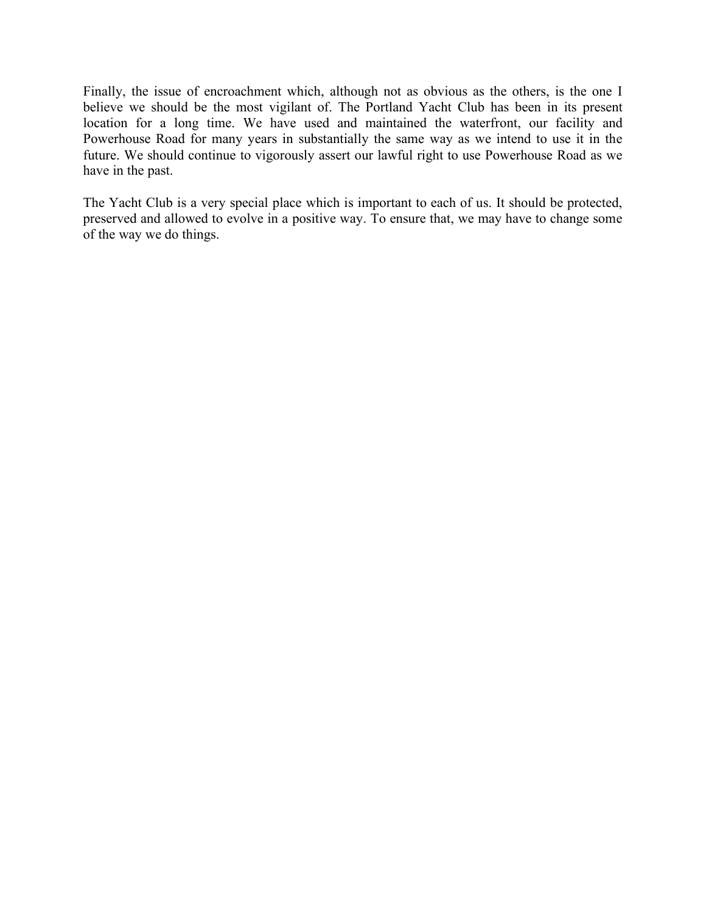Finally, the issue of encroachment which, although not as obvious as the others, is the one I believe we should be the most vigilant of. The Portland Yacht Club has been in its present location for a long time. We have used and maintained the waterfront, our facility and Powerhouse Road for many years in substantially the same way as we intend to use it in the future. We should continue to vigorously assert our lawful right to use Powerhouse Road as we have in the past.

The Yacht Club is a very special place which is important to each of us. It should be protected, preserved and allowed to evolve in a positive way. To ensure that, we may have to change some of the way we do things.